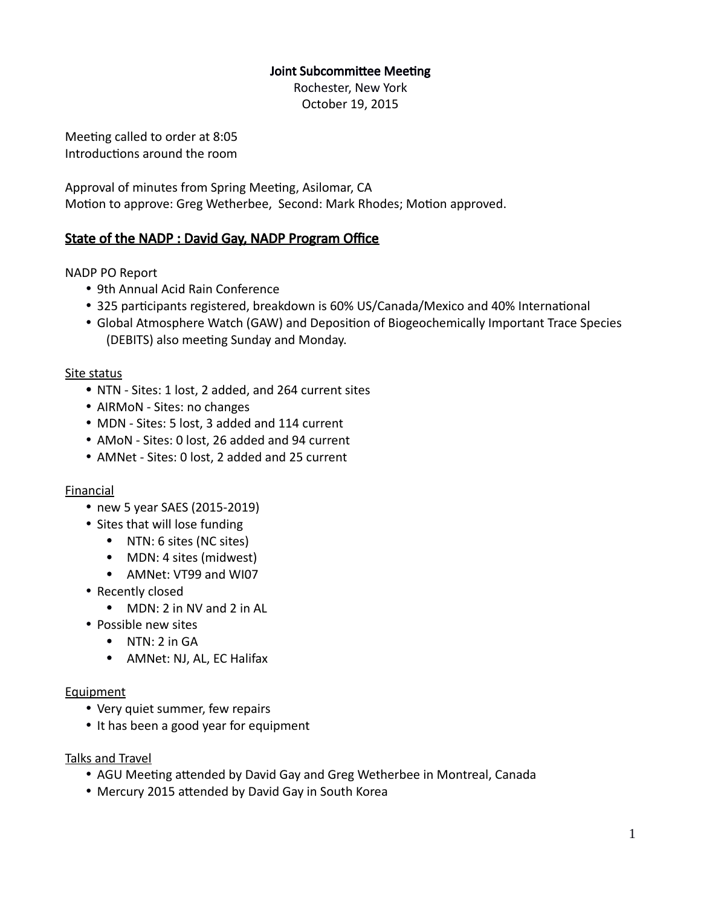**Joint Subcommittee Meeting**

Rochester, New York

October 19, 2015

Meeting called to order at 8:05

Introductions around the room

Approval of minutes from Spring Meeting, Asilomar, CA

Motion to approve: Greg Wetherbee, Second: Mark Rhodes; Motion approved.

## State of the NADP : David Gay, NADP Program Office

NADP PO Report

- 9th Annual Acid Rain Conference
- 325 participants registered, breakdown is 60% US/Canada/Mexico and 40% International
- Global Atmosphere Watch (GAW) and Deposition of Biogeochemically Important Trace Species (DEBITS) also meeting Sunday and Monday.

Site status

- NTN - Sites: 1 lost, 2 added, and 264 current sites
- AIRMoN - Sites: no changes
- MDN - Sites: 5 lost, 3 added and 114 current
- AMoN - Sites: 0 lost, 26 added and 94 current
- AMNet - Sites: 0 lost, 2 added and 25 current

Financial

- new 5 year SAES (2015-2019)
- Sites that will lose funding
  - NTN: 6 sites (NC sites)
  - MDN: 4 sites (midwest)
  - AMNet: VT99 and WI07
- Recently closed
  - MDN: 2 in NV and 2 in AL
- Possible new sites
  - NTN: 2 in GA
  - AMNet: NJ, AL, EC Halifax

Equipment

- Very quiet summer, few repairs
- It has been a good year for equipment

Talks and Travel

- AGU Meeting attended by David Gay and Greg Wetherbee in Montreal, Canada
- Mercury 2015 attended by David Gay in South Korea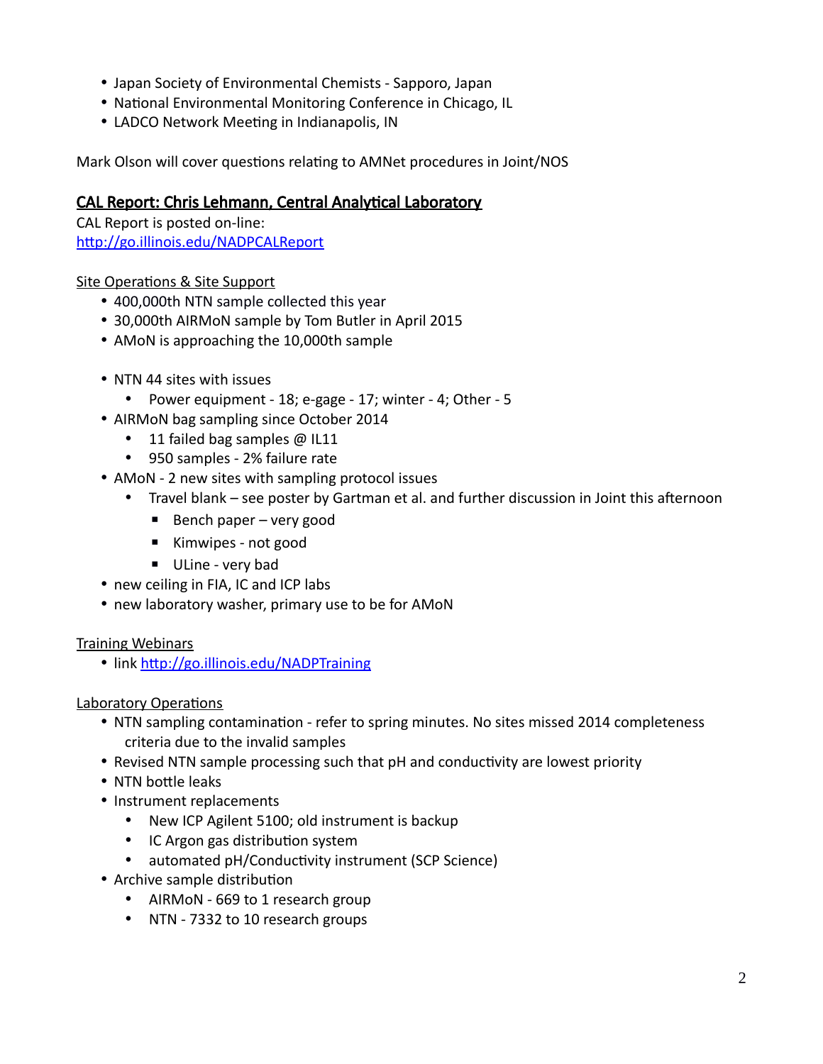- Japan Society of Environmental Chemists - Sapporo, Japan
- National Environmental Monitoring Conference in Chicago, IL
- LADCO Network Meeting in Indianapolis, IN

Mark Olson will cover questions relating to AMNet procedures in Joint/NOS

## CAL Report: Chris Lehmann, Central Analytical Laboratory

CAL Report is posted on-line:
http://go.illinois.edu/NADPCALReport

Site Operations & Site Support

- 400,000th NTN sample collected this year
- 30,000th AIRMoN sample by Tom Butler in April 2015
- AMoN is approaching the 10,000th sample

- NTN 44 sites with issues
  - Power equipment - 18; e-gage - 17; winter - 4; Other - 5
- AIRMoN bag sampling since October 2014
  - 11 failed bag samples @ IL11
  - 950 samples - 2% failure rate
- AMoN - 2 new sites with sampling protocol issues
  - Travel blank – see poster by Gartman et al. and further discussion in Joint this afternoon
    - Bench paper – very good
    - Kimwipes - not good
    - ULine - very bad
- new ceiling in FIA, IC and ICP labs
- new laboratory washer, primary use to be for AMoN

Training Webinars

- link http://go.illinois.edu/NADPTraining

Laboratory Operations

- NTN sampling contamination - refer to spring minutes. No sites missed 2014 completeness criteria due to the invalid samples
- Revised NTN sample processing such that pH and conductivity are lowest priority
- NTN bottle leaks
- Instrument replacements
  - New ICP Agilent 5100; old instrument is backup
  - IC Argon gas distribution system
  - automated pH/Conductivity instrument (SCP Science)
- Archive sample distribution
  - AIRMoN - 669 to 1 research group
  - NTN - 7332 to 10 research groups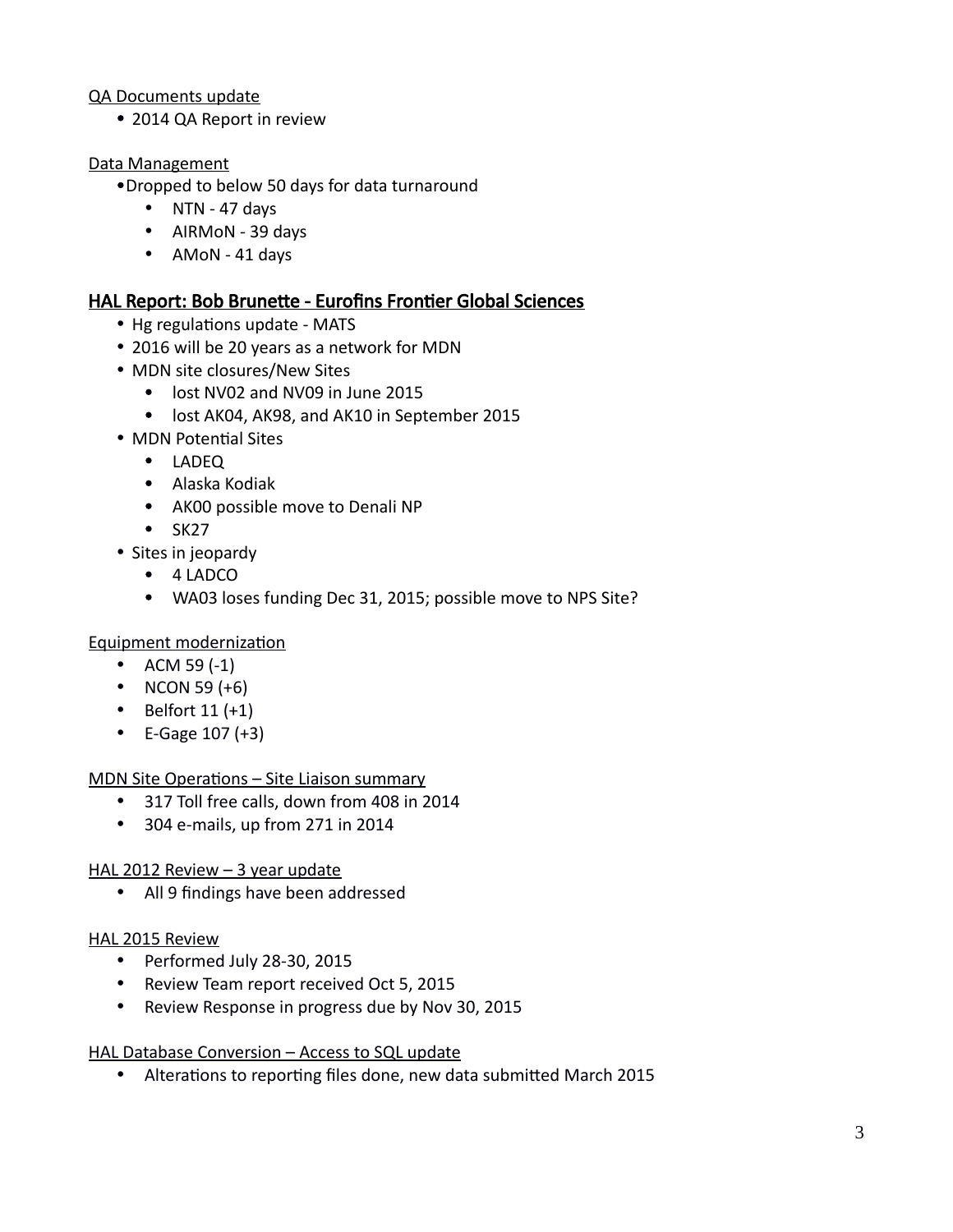QA Documents update

- 2014 QA Report in review

Data Management

- Dropped to below 50 days for data turnaround
  - NTN - 47 days
  - AIRMoN - 39 days
  - AMoN - 41 days

## HAL Report: Bob Brunette - Eurofins Frontier Global Sciences

- Hg regulations update - MATS
- 2016 will be 20 years as a network for MDN
- MDN site closures/New Sites
  - lost NV02 and NV09 in June 2015
  - lost AK04, AK98, and AK10 in September 2015
- MDN Potential Sites
  - LADEQ
  - Alaska Kodiak
  - AK00 possible move to Denali NP
  - SK27
- Sites in jeopardy
  - 4 LADCO
  - WA03 loses funding Dec 31, 2015; possible move to NPS Site?

Equipment modernization

- ACM 59 (-1)
- NCON 59 (+6)
- Belfort 11 (+1)
- E-Gage 107 (+3)

MDN Site Operations – Site Liaison summary

- 317 Toll free calls, down from 408 in 2014
- 304 e-mails, up from 271 in 2014

HAL 2012 Review – 3 year update

- All 9 findings have been addressed

HAL 2015 Review

- Performed July 28-30, 2015
- Review Team report received Oct 5, 2015
- Review Response in progress due by Nov 30, 2015

HAL Database Conversion – Access to SQL update

- Alterations to reporting files done, new data submitted March 2015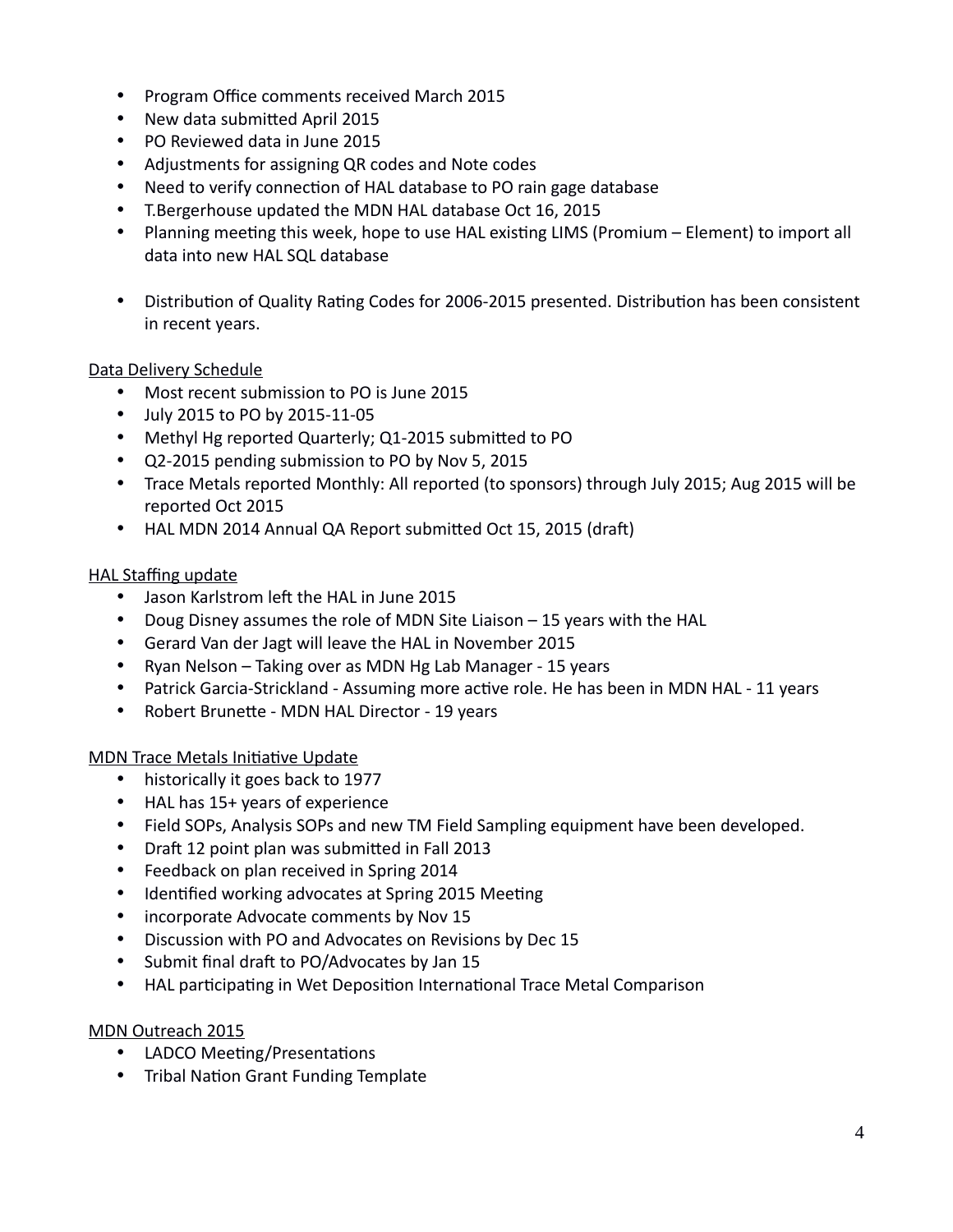- Program Office comments received March 2015
- New data submitted April 2015
- PO Reviewed data in June 2015
- Adjustments for assigning QR codes and Note codes
- Need to verify connection of HAL database to PO rain gage database
- T.Bergerhouse updated the MDN HAL database Oct 16, 2015
- Planning meeting this week, hope to use HAL existing LIMS (Promium – Element) to import all data into new HAL SQL database

- Distribution of Quality Rating Codes for 2006-2015 presented. Distribution has been consistent in recent years.

<u>Data Delivery Schedule</u>

- Most recent submission to PO is June 2015
- July 2015 to PO by 2015-11-05
- Methyl Hg reported Quarterly; Q1-2015 submitted to PO
- Q2-2015 pending submission to PO by Nov 5, 2015
- Trace Metals reported Monthly: All reported (to sponsors) through July 2015; Aug 2015 will be reported Oct 2015
- HAL MDN 2014 Annual QA Report submitted Oct 15, 2015 (draft)

<u>HAL Staffing update</u>

- Jason Karlstrom left the HAL in June 2015
- Doug Disney assumes the role of MDN Site Liaison – 15 years with the HAL
- Gerard Van der Jagt will leave the HAL in November 2015
- Ryan Nelson – Taking over as MDN Hg Lab Manager - 15 years
- Patrick Garcia-Strickland - Assuming more active role. He has been in MDN HAL - 11 years
- Robert Brunette - MDN HAL Director - 19 years

<u>MDN Trace Metals Initiative Update</u>

- historically it goes back to 1977
- HAL has 15+ years of experience
- Field SOPs, Analysis SOPs and new TM Field Sampling equipment have been developed.
- Draft 12 point plan was submitted in Fall 2013
- Feedback on plan received in Spring 2014
- Identified working advocates at Spring 2015 Meeting
- incorporate Advocate comments by Nov 15
- Discussion with PO and Advocates on Revisions by Dec 15
- Submit final draft to PO/Advocates by Jan 15
- HAL participating in Wet Deposition International Trace Metal Comparison

<u>MDN Outreach 2015</u>

- LADCO Meeting/Presentations
- Tribal Nation Grant Funding Template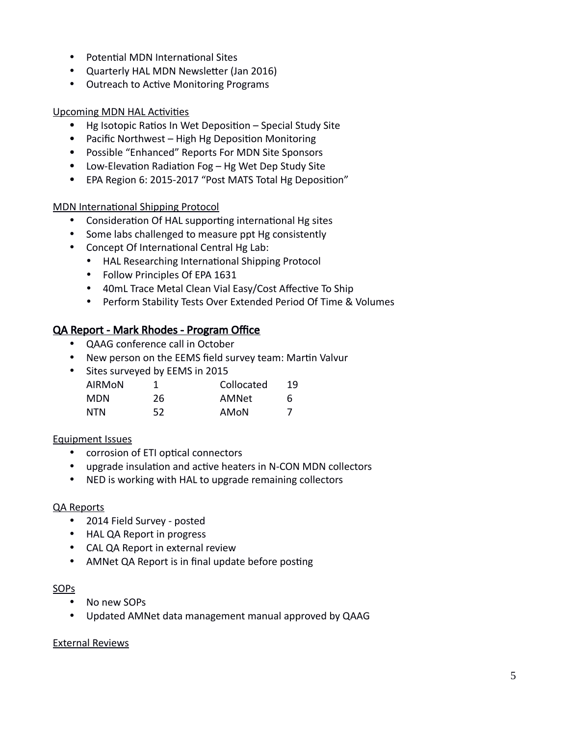- Potential MDN International Sites
- Quarterly HAL MDN Newsletter (Jan 2016)
- Outreach to Active Monitoring Programs

Upcoming MDN HAL Activities

- Hg Isotopic Ratios In Wet Deposition – Special Study Site
- Pacific Northwest – High Hg Deposition Monitoring
- Possible "Enhanced" Reports For MDN Site Sponsors
- Low-Elevation Radiation Fog – Hg Wet Dep Study Site
- EPA Region 6: 2015-2017 "Post MATS Total Hg Deposition"

MDN International Shipping Protocol

- Consideration Of HAL supporting international Hg sites
- Some labs challenged to measure ppt Hg consistently
- Concept Of International Central Hg Lab:
  - HAL Researching International Shipping Protocol
  - Follow Principles Of EPA 1631
  - 40mL Trace Metal Clean Vial Easy/Cost Affective To Ship
  - Perform Stability Tests Over Extended Period Of Time & Volumes

## QA Report - Mark Rhodes - Program Office

- QAAG conference call in October
- New person on the EEMS field survey team: Martin Valvur
- Sites surveyed by EEMS in 2015

| | | | |
|---|---|---|---|
| AIRMoN | 1 | Collocated | 19 |
| MDN | 26 | AMNet | 6 |
| NTN | 52 | AMoN | 7 |

Equipment Issues

- corrosion of ETI optical connectors
- upgrade insulation and active heaters in N-CON MDN collectors
- NED is working with HAL to upgrade remaining collectors

QA Reports

- 2014 Field Survey - posted
- HAL QA Report in progress
- CAL QA Report in external review
- AMNet QA Report is in final update before posting

SOPs

- No new SOPs
- Updated AMNet data management manual approved by QAAG

External Reviews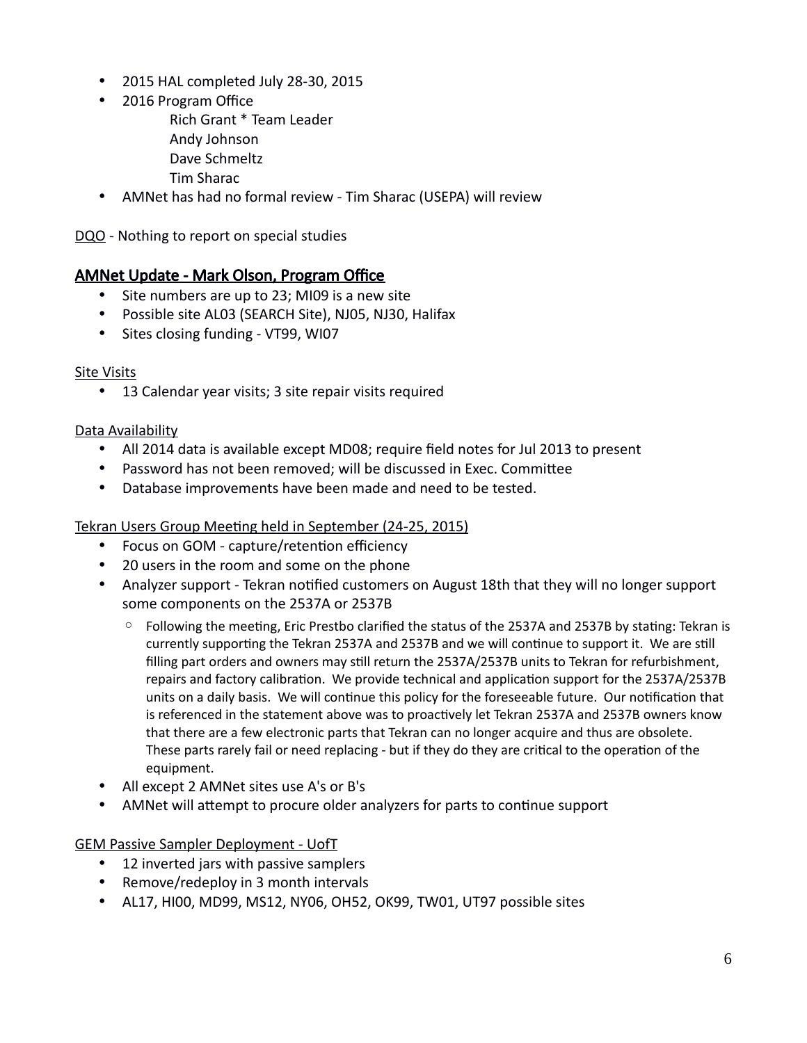- 2015 HAL completed July 28-30, 2015
- 2016 Program Office
  - Rich Grant * Team Leader
  - Andy Johnson
  - Dave Schmeltz
  - Tim Sharac
- AMNet has had no formal review - Tim Sharac (USEPA) will review

DQO - Nothing to report on special studies

## AMNet Update - Mark Olson, Program Office

- Site numbers are up to 23; MI09 is a new site
- Possible site AL03 (SEARCH Site), NJ05, NJ30, Halifax
- Sites closing funding - VT99, WI07

Site Visits

- 13 Calendar year visits; 3 site repair visits required

Data Availability

- All 2014 data is available except MD08; require field notes for Jul 2013 to present
- Password has not been removed; will be discussed in Exec. Committee
- Database improvements have been made and need to be tested.

Tekran Users Group Meeting held in September (24-25, 2015)

- Focus on GOM - capture/retention efficiency
- 20 users in the room and some on the phone
- Analyzer support - Tekran notified customers on August 18th that they will no longer support some components on the 2537A or 2537B
  - Following the meeting, Eric Prestbo clarified the status of the 2537A and 2537B by stating: Tekran is currently supporting the Tekran 2537A and 2537B and we will continue to support it. We are still filling part orders and owners may still return the 2537A/2537B units to Tekran for refurbishment, repairs and factory calibration. We provide technical and application support for the 2537A/2537B units on a daily basis. We will continue this policy for the foreseeable future. Our notification that is referenced in the statement above was to proactively let Tekran 2537A and 2537B owners know that there are a few electronic parts that Tekran can no longer acquire and thus are obsolete. These parts rarely fail or need replacing - but if they do they are critical to the operation of the equipment.
- All except 2 AMNet sites use A's or B's
- AMNet will attempt to procure older analyzers for parts to continue support

GEM Passive Sampler Deployment - UofT

- 12 inverted jars with passive samplers
- Remove/redeploy in 3 month intervals
- AL17, HI00, MD99, MS12, NY06, OH52, OK99, TW01, UT97 possible sites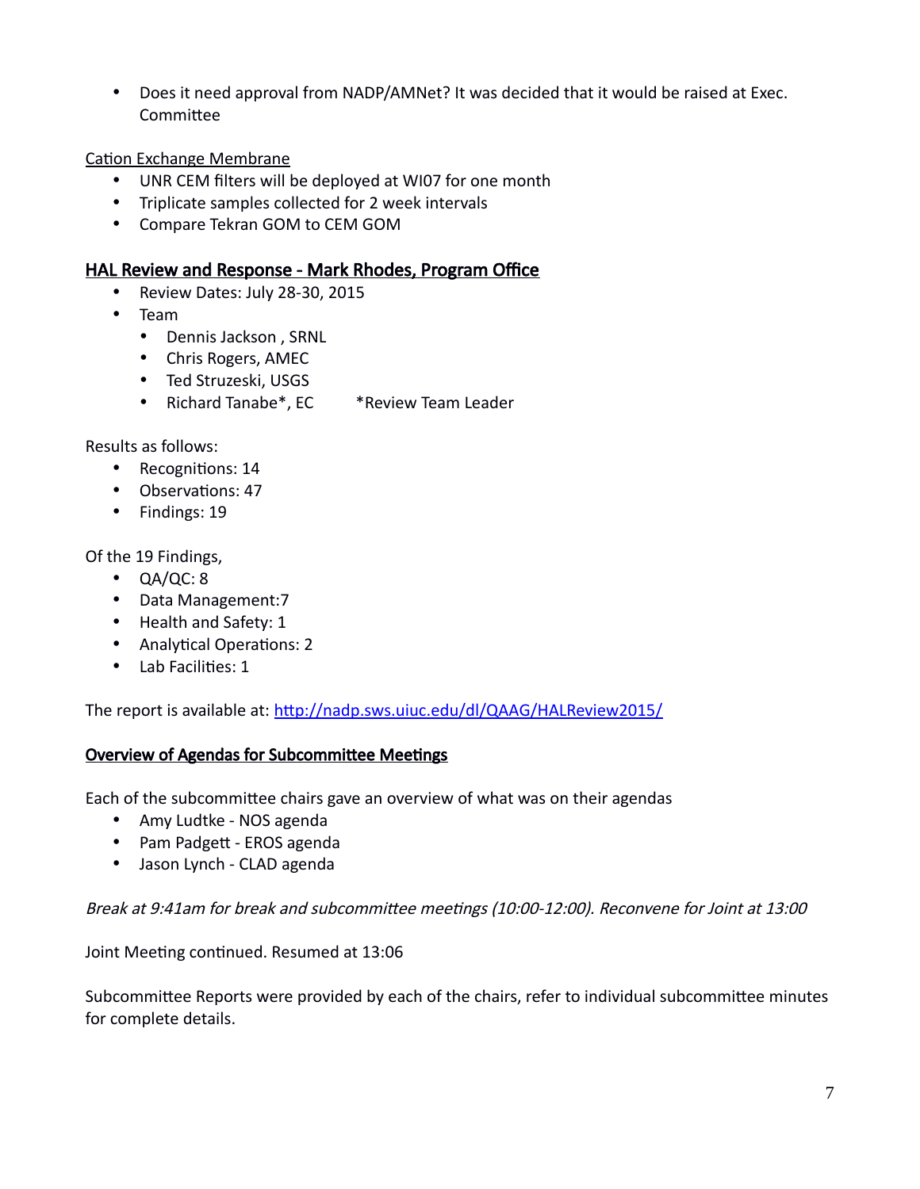- Does it need approval from NADP/AMNet? It was decided that it would be raised at Exec. Committee

Cation Exchange Membrane

- UNR CEM filters will be deployed at WI07 for one month
- Triplicate samples collected for 2 week intervals
- Compare Tekran GOM to CEM GOM

## HAL Review and Response - Mark Rhodes, Program Office

- Review Dates: July 28-30, 2015
- Team
  - Dennis Jackson , SRNL
  - Chris Rogers, AMEC
  - Ted Struzeski, USGS
  - Richard Tanabe*, EC    *Review Team Leader

Results as follows:

- Recognitions: 14
- Observations: 47
- Findings: 19

Of the 19 Findings,

- QA/QC: 8
- Data Management:7
- Health and Safety: 1
- Analytical Operations: 2
- Lab Facilities: 1

The report is available at: http://nadp.sws.uiuc.edu/dl/QAAG/HALReview2015/

## Overview of Agendas for Subcommittee Meetings

Each of the subcommittee chairs gave an overview of what was on their agendas

- Amy Ludtke - NOS agenda
- Pam Padgett - EROS agenda
- Jason Lynch - CLAD agenda

*Break at 9:41am for break and subcommittee meetings (10:00-12:00). Reconvene for Joint at 13:00*

Joint Meeting continued. Resumed at 13:06

Subcommittee Reports were provided by each of the chairs, refer to individual subcommittee minutes for complete details.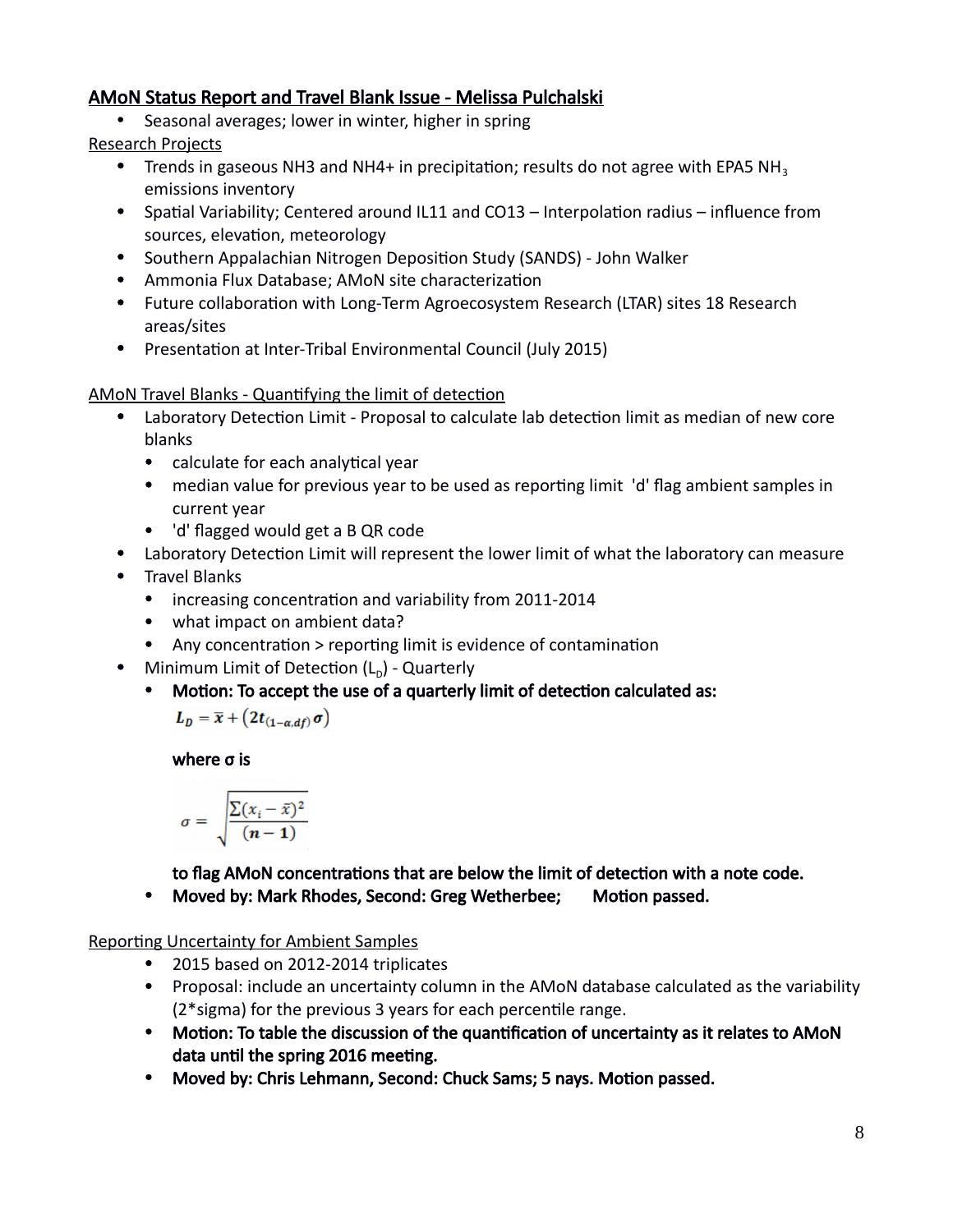**AMoN Status Report and Travel Blank Issue - Melissa Pulchalski**

- Seasonal averages; lower in winter, higher in spring

Research Projects

- Trends in gaseous NH3 and NH4+ in precipitation; results do not agree with EPA5 $NH_3$ emissions inventory
- Spatial Variability; Centered around IL11 and CO13 – Interpolation radius – influence from sources, elevation, meteorology
- Southern Appalachian Nitrogen Deposition Study (SANDS) - John Walker
- Ammonia Flux Database; AMoN site characterization
- Future collaboration with Long-Term Agroecosystem Research (LTAR) sites 18 Research areas/sites
- Presentation at Inter-Tribal Environmental Council (July 2015)

AMoN Travel Blanks - Quantifying the limit of detection

- Laboratory Detection Limit - Proposal to calculate lab detection limit as median of new core blanks
  - calculate for each analytical year
  - median value for previous year to be used as reporting limit 'd' flag ambient samples in current year
  - 'd' flagged would get a B QR code
- Laboratory Detection Limit will represent the lower limit of what the laboratory can measure
- Travel Blanks
  - increasing concentration and variability from 2011-2014
  - what impact on ambient data?
  - Any concentration > reporting limit is evidence of contamination
- Minimum Limit of Detection ($L_D$) - Quarterly
  - **Motion: To accept the use of a quarterly limit of detection calculated as:**

    $$L_D = \bar{x} + \left(2t_{(1-\alpha,df)}\sigma\right)$$

    **where σ is**

    $$\sigma = \sqrt{\frac{\sum(x_i - \bar{x})^2}{(n-1)}}$$

    **to flag AMoN concentrations that are below the limit of detection with a note code.**
  - **Moved by: Mark Rhodes, Second: Greg Wetherbee; Motion passed.**

Reporting Uncertainty for Ambient Samples

- 2015 based on 2012-2014 triplicates
- Proposal: include an uncertainty column in the AMoN database calculated as the variability (2*sigma) for the previous 3 years for each percentile range.
- **Motion: To table the discussion of the quantification of uncertainty as it relates to AMoN data until the spring 2016 meeting.**
- **Moved by: Chris Lehmann, Second: Chuck Sams; 5 nays. Motion passed.**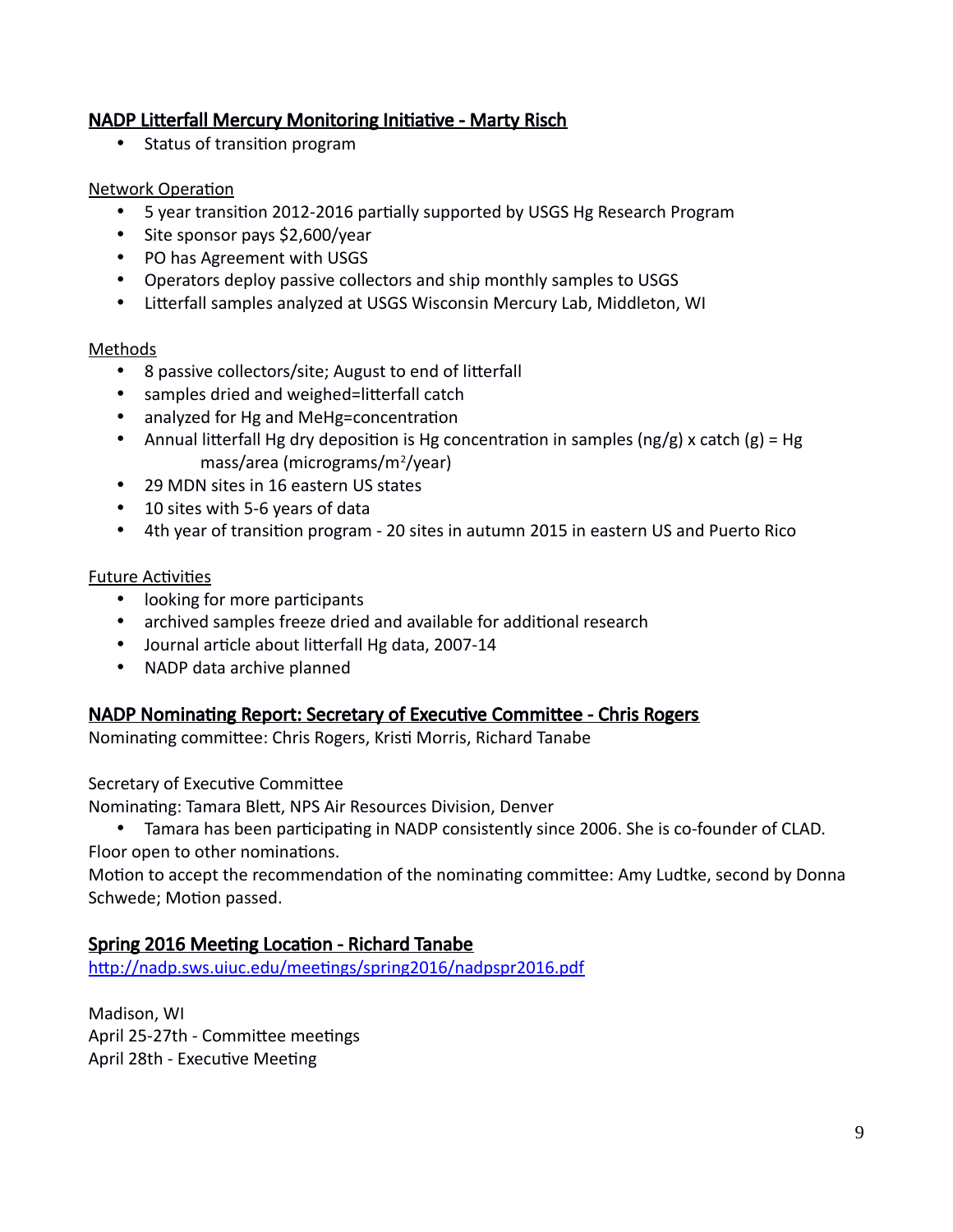## NADP Litterfall Mercury Monitoring Initiative - Marty Risch

- Status of transition program

Network Operation

- 5 year transition 2012-2016 partially supported by USGS Hg Research Program
- Site sponsor pays $2,600/year
- PO has Agreement with USGS
- Operators deploy passive collectors and ship monthly samples to USGS
- Litterfall samples analyzed at USGS Wisconsin Mercury Lab, Middleton, WI

Methods

- 8 passive collectors/site; August to end of litterfall
- samples dried and weighed=litterfall catch
- analyzed for Hg and MeHg=concentration
- Annual litterfall Hg dry deposition is Hg concentration in samples (ng/g) x catch (g) = Hg mass/area (micrograms/$m^2$/year)
- 29 MDN sites in 16 eastern US states
- 10 sites with 5-6 years of data
- 4th year of transition program - 20 sites in autumn 2015 in eastern US and Puerto Rico

Future Activities

- looking for more participants
- archived samples freeze dried and available for additional research
- Journal article about litterfall Hg data, 2007-14
- NADP data archive planned

## NADP Nominating Report: Secretary of Executive Committee - Chris Rogers

Nominating committee: Chris Rogers, Kristi Morris, Richard Tanabe

Secretary of Executive Committee

Nominating: Tamara Blett, NPS Air Resources Division, Denver

- Tamara has been participating in NADP consistently since 2006. She is co-founder of CLAD.

Floor open to other nominations.

Motion to accept the recommendation of the nominating committee: Amy Ludtke, second by Donna Schwede; Motion passed.

## Spring 2016 Meeting Location - Richard Tanabe

http://nadp.sws.uiuc.edu/meetings/spring2016/nadpspr2016.pdf

Madison, WI
April 25-27th - Committee meetings
April 28th - Executive Meeting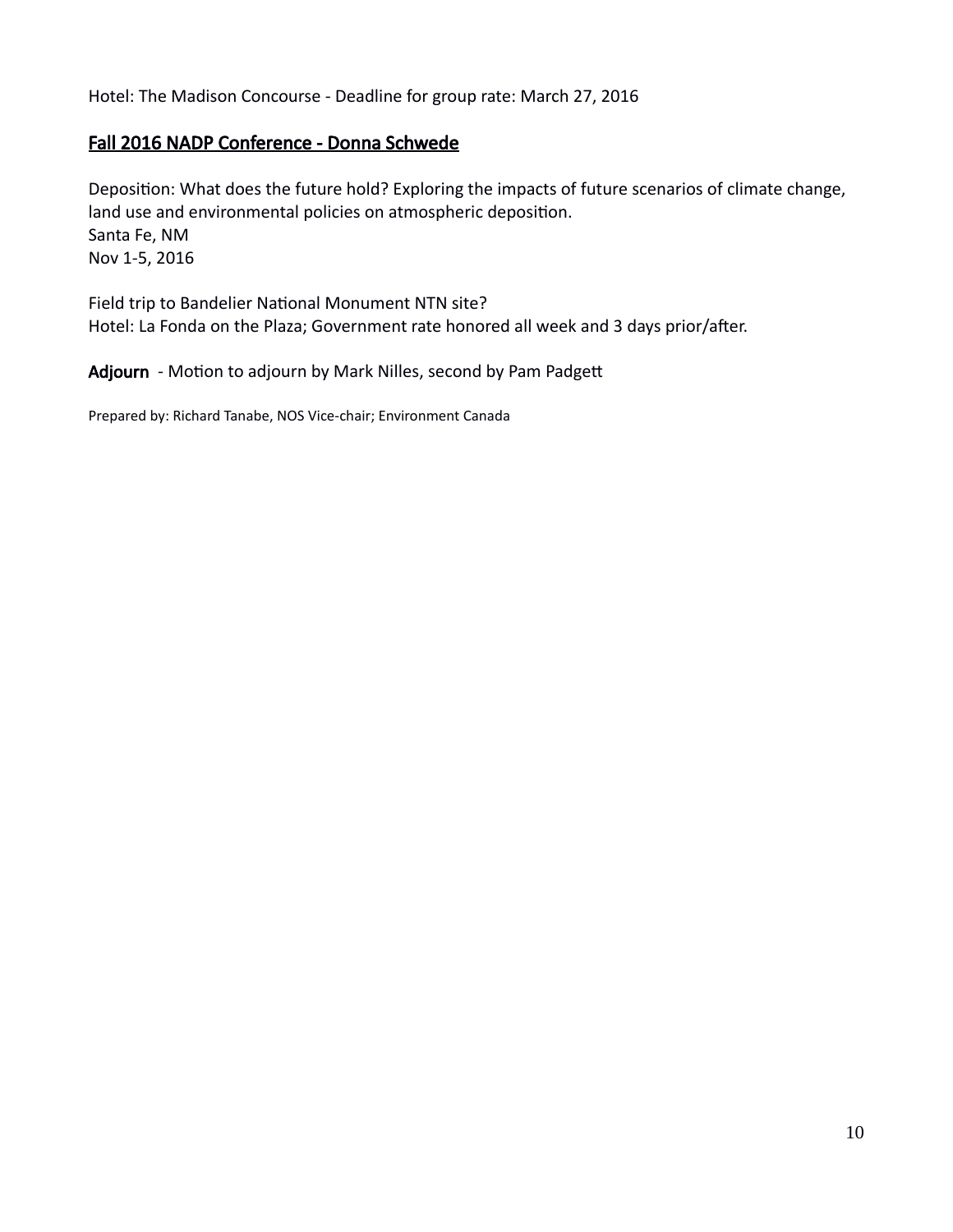Hotel: The Madison Concourse - Deadline for group rate: March 27, 2016

## Fall 2016 NADP Conference - Donna Schwede

Deposition: What does the future hold? Exploring the impacts of future scenarios of climate change, land use and environmental policies on atmospheric deposition.
Santa Fe, NM
Nov 1-5, 2016

Field trip to Bandelier National Monument NTN site?
Hotel: La Fonda on the Plaza; Government rate honored all week and 3 days prior/after.

**Adjourn** - Motion to adjourn by Mark Nilles, second by Pam Padgett

Prepared by: Richard Tanabe, NOS Vice-chair; Environment Canada